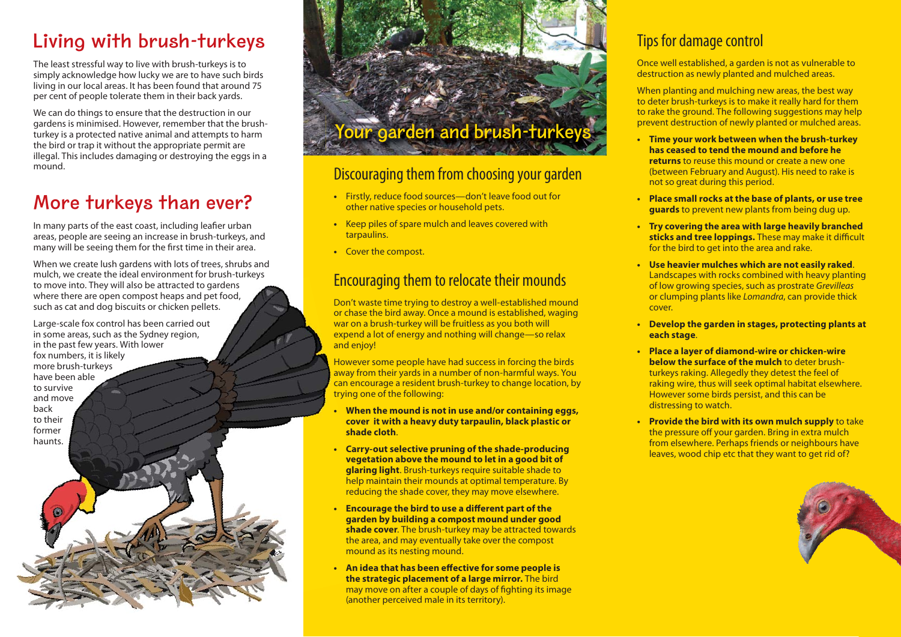## Living with brush-turkeys

The least stressful way to live with brush-turkeys is to simply acknowledge how lucky we are to have such birds living in our local areas. It has been found that around 75 per cent of people tolerate them in their back yards.

We can do things to ensure that the destruction in our gardens is minimised. However, remember that the brush-turkey is a protected native animal and attempts to harm the bird or trap it without the appropriate permit are illegal. This includes damaging or destroying the eggs in a mound.

## More turkeys than ever?

In many parts of the east coast, including leafier urban areas, people are seeing an increase in brush-turkeys, and many will be seeing them for the first time in their area.

When we create lush gardens with lots of trees, shrubs and mulch, we create the ideal environment for brush-turkeys to move into. They will also be attracted to gardens where there are open compost heaps and pet food, such as cat and dog biscuits or chicken pellets.

Large-scale fox control has been carried out in some areas, such as the Sydney region, in the past few years. With lower fox numbers, it is likely more brush-turkeys have been able to survive and move back to their former haunts.

# Your garden and brush-turkeys

### Discouraging them from choosing your garden

- Firstly, reduce food sources—don't leave food out for other native species or household pets.
- Keep piles of spare mulch and leaves covered with tarpaulins.
- Cover the compost.

### Encouraging them to relocate their mounds

Don't waste time trying to destroy a well-established mound or chase the bird away. Once a mound is established, waging war on a brush-turkey will be fruitless as you both will expend a lot of energy and nothing will change—so relax and enjoy!

However some people have had success in forcing the birds away from their yards in a number of non-harmful ways. You can encourage a resident brush-turkey to change location, by trying one of the following:

- **When the mound is not in use and/or containing eggs, cover it with a heavy duty tarpaulin, black plastic or shade cloth**.
- **Carry-out selective pruning of the shade-producing vegetation above the mound to let in a good bit of glaring light**. Brush-turkeys require suitable shade to help maintain their mounds at optimal temperature. By reducing the shade cover, they may move elsewhere.
- **Encourage the bird to use a different part of the garden by building a compost mound under good shade cover**. The brush-turkey may be attracted towards the area, and may eventually take over the compost mound as its nesting mound.
- **An idea that has been effective for some people is the strategic placement of a large mirror.** The bird may move on after a couple of days of fighting its image (another perceived male in its territory).

### Tips for damage control

Once well established, a garden is not as vulnerable to destruction as newly planted and mulched areas.

When planting and mulching new areas, the best way to deter brush-turkeys is to make it really hard for them to rake the ground. The following suggestions may help prevent destruction of newly planted or mulched areas.

- **Time your work between when the brush-turkey has ceased to tend the mound and before he returns** to reuse this mound or create a new one (between February and August). His need to rake is not so great during this period.
- **Place small rocks at the base of plants, or use tree guards** to prevent new plants from being dug up.
- **Try covering the area with large heavily branched sticks and tree loppings.** These may make it difficult for the bird to get into the area and rake.
- **Use heavier mulches which are not easily raked**. Landscapes with rocks combined with heavy planting of low growing species, such as prostrate *Grevilleas* or clumping plants like *Lomandra*, can provide thick cover.
- **Develop the garden in stages, protecting plants at each stage**.
- **Place a layer of diamond-wire or chicken-wire below the surface of the mulch** to deter brush-turkeys raking. Allegedly they detest the feel of raking wire, thus will seek optimal habitat elsewhere. However some birds persist, and this can be distressing to watch.
- **Provide the bird with its own mulch supply** to take the pressure off your garden. Bring in extra mulch from elsewhere. Perhaps friends or neighbours have leaves, wood chip etc that they want to get rid of?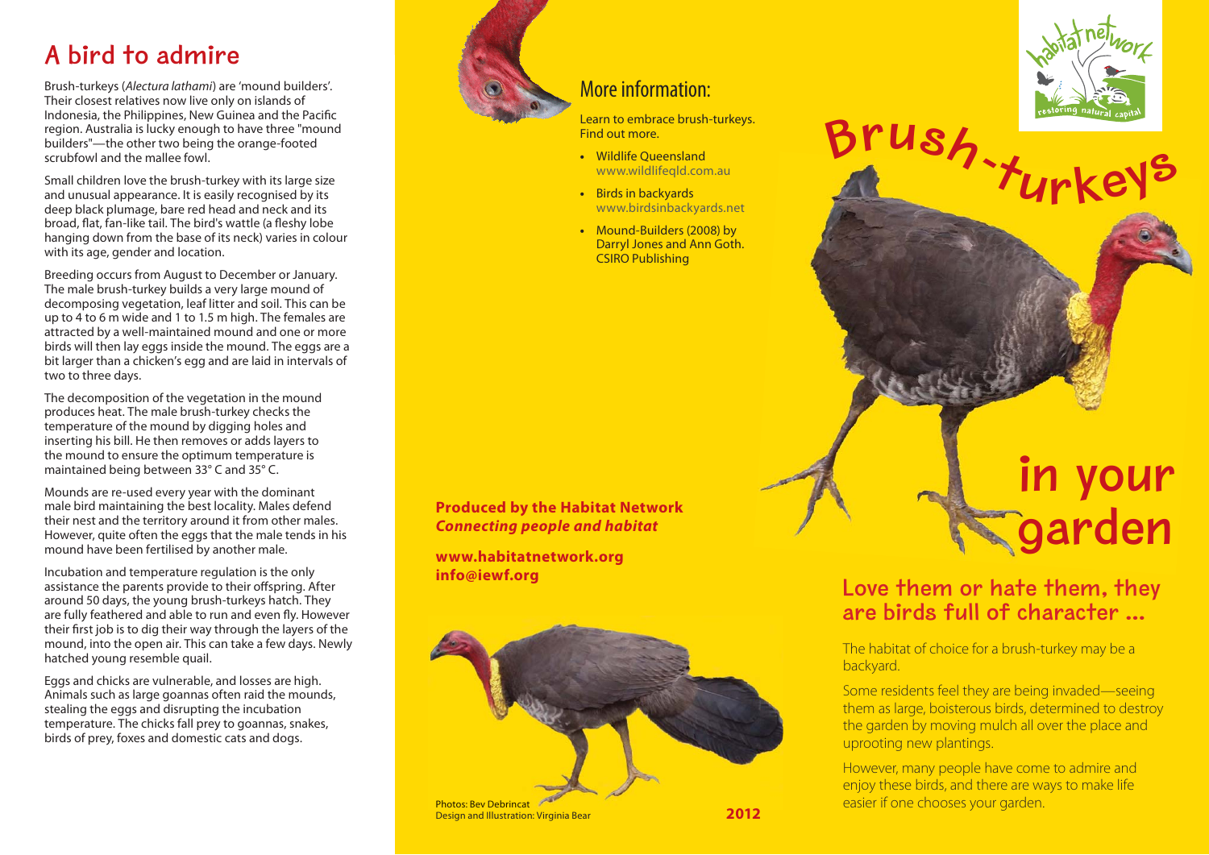## A bird to admire

Brush-turkeys (*Alectura lathami*) are 'mound builders'. Their closest relatives now live only on islands of Indonesia, the Philippines, New Guinea and the Pacific region. Australia is lucky enough to have three "mound builders"—the other two being the orange-footed scrubfowl and the mallee fowl.

Small children love the brush-turkey with its large size and unusual appearance. It is easily recognised by its deep black plumage, bare red head and neck and its broad, flat, fan-like tail. The bird's wattle (a fleshy lobe hanging down from the base of its neck) varies in colour with its age, gender and location.

Breeding occurs from August to December or January. The male brush-turkey builds a very large mound of decomposing vegetation, leaf litter and soil. This can be up to 4 to 6 m wide and 1 to 1.5 m high. The females are attracted by a well-maintained mound and one or more birds will then lay eggs inside the mound. The eggs are a bit larger than a chicken's egg and are laid in intervals of two to three days.

The decomposition of the vegetation in the mound produces heat. The male brush-turkey checks the temperature of the mound by digging holes and inserting his bill. He then removes or adds layers to the mound to ensure the optimum temperature is maintained being between 33° C and 35° C.

Mounds are re-used every year with the dominant male bird maintaining the best locality. Males defend their nest and the territory around it from other males. However, quite often the eggs that the male tends in his mound have been fertilised by another male.

Incubation and temperature regulation is the only assistance the parents provide to their offspring. After around 50 days, the young brush-turkeys hatch. They are fully feathered and able to run and even fly. However their first job is to dig their way through the layers of the mound, into the open air. This can take a few days. Newly hatched young resemble quail.

Eggs and chicks are vulnerable, and losses are high. Animals such as large goannas often raid the mounds, stealing the eggs and disrupting the incubation temperature. The chicks fall prey to goannas, snakes, birds of prey, foxes and domestic cats and dogs.

## More information:

Learn to embrace brush-turkeys. Find out more.

- Wildlife Queensland
  www.wildlifeqld.com.au
- Birds in backyards
  www.birdsinbackyards.net
- Mound-Builders (2008) by Darryl Jones and Ann Goth. CSIRO Publishing

**Produced by the Habitat Network**
***Connecting people and habitat***

**www.habitatnetwork.org**
**info@iewf.org**

Photos: Bev Debrincat
Design and Illustration: Virginia Bear

**2012**

habitat network
restoring natural capital

# Brush-turkeys in your garden

## Love them or hate them, they are birds full of character ...

The habitat of choice for a brush-turkey may be a backyard.

Some residents feel they are being invaded—seeing them as large, boisterous birds, determined to destroy the garden by moving mulch all over the place and uprooting new plantings.

However, many people have come to admire and enjoy these birds, and there are ways to make life easier if one chooses your garden.